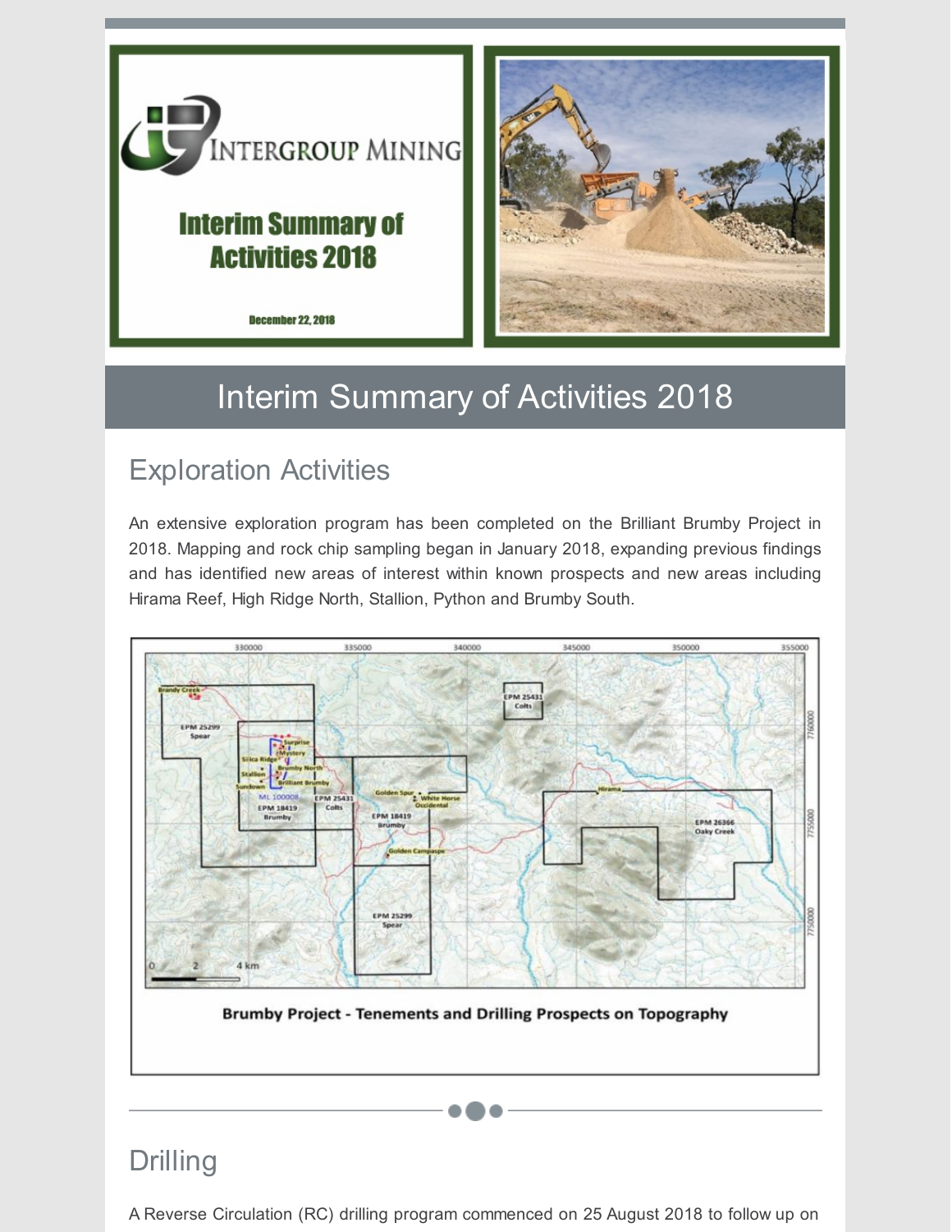# Interim Summary of Activities 2018

December 22, 2018

# Interim Summary of Activities 2018

## Exploration Activities

An extensive exploration program has been completed on the Brilliant Brumby Project in 2018. Mapping and rock chip sampling began in January 2018, expanding previous findings and has identified new areas of interest within known prospects and new areas including Hirama Reef, High Ridge North, Stallion, Python and Brumby South.

Brumby Project - Tenements and Drilling Prospects on Topography

## Drilling

A Reverse Circulation (RC) drilling program commenced on 25 August 2018 to follow up on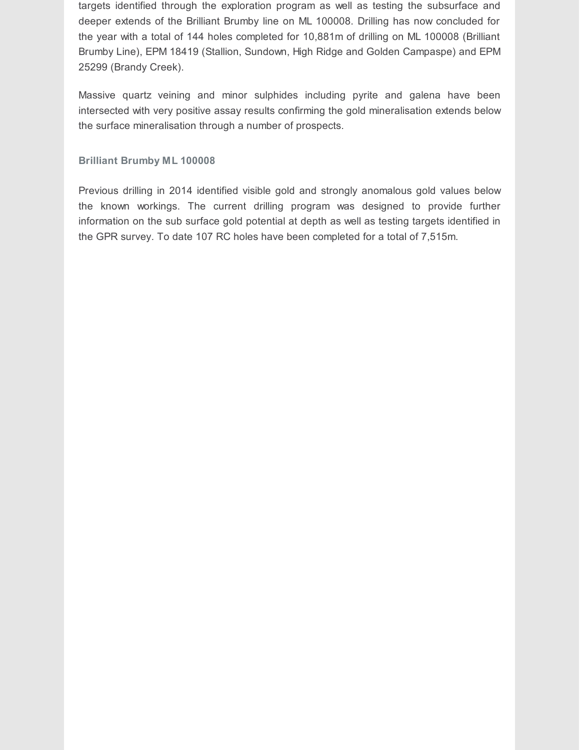targets identified through the exploration program as well as testing the subsurface and deeper extends of the Brilliant Brumby line on ML 100008. Drilling has now concluded for the year with a total of 144 holes completed for 10,881m of drilling on ML 100008 (Brilliant Brumby Line), EPM 18419 (Stallion, Sundown, High Ridge and Golden Campaspe) and EPM 25299 (Brandy Creek).

Massive quartz veining and minor sulphides including pyrite and galena have been intersected with very positive assay results confirming the gold mineralisation extends below the surface mineralisation through a number of prospects.

**Brilliant Brumby ML 100008**

Previous drilling in 2014 identified visible gold and strongly anomalous gold values below the known workings. The current drilling program was designed to provide further information on the sub surface gold potential at depth as well as testing targets identified in the GPR survey. To date 107 RC holes have been completed for a total of 7,515m.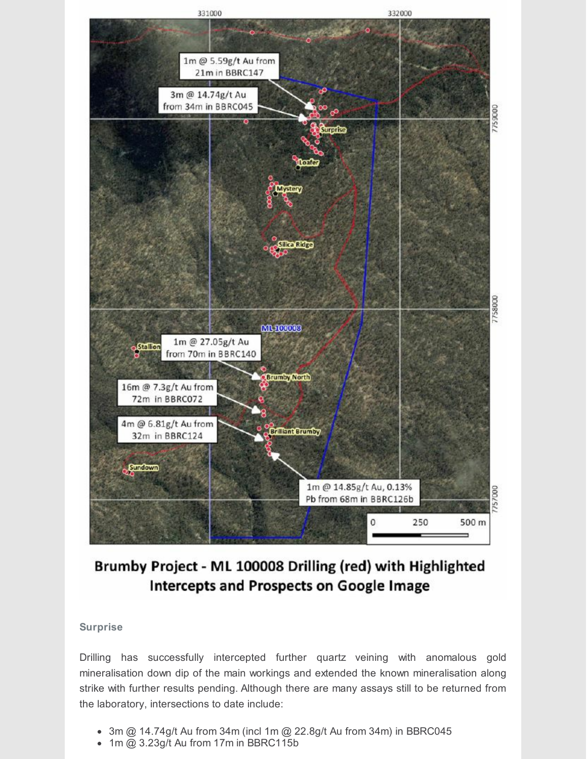**Brumby Project - ML 100008 Drilling (red) with Highlighted Intercepts and Prospects on Google Image**

### Surprise

Drilling has successfully intercepted further quartz veining with anomalous gold mineralisation down dip of the main workings and extended the known mineralisation along strike with further results pending. Although there are many assays still to be returned from the laboratory, intersections to date include:

- 3m @ 14.74g/t Au from 34m (incl 1m @ 22.8g/t Au from 34m) in BBRC045
- 1m @ 3.23g/t Au from 17m in BBRC115b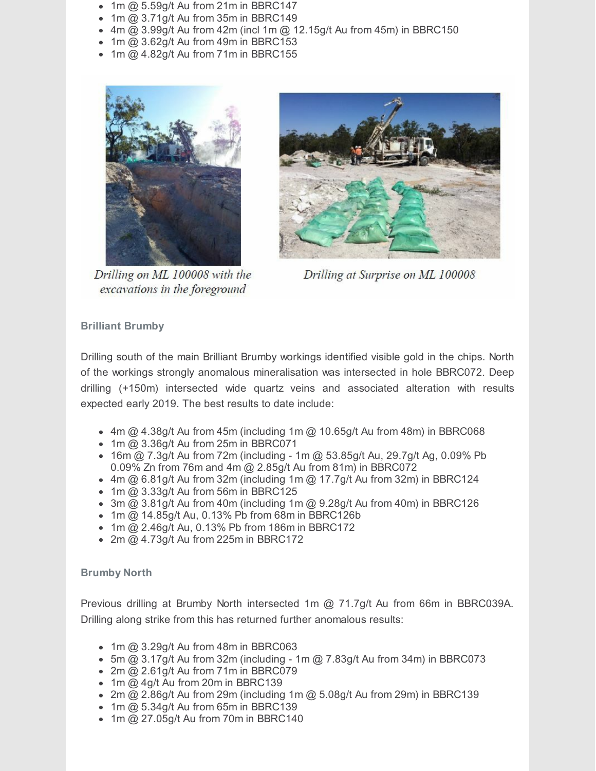- 1m @ 5.59g/t Au from 21m in BBRC147
- 1m @ 3.71g/t Au from 35m in BBRC149
- 4m @ 3.99g/t Au from 42m (incl 1m @ 12.15g/t Au from 45m) in BBRC150
- 1m @ 3.62g/t Au from 49m in BBRC153
- 1m @ 4.82g/t Au from 71m in BBRC155

*Drilling on ML 100008 with the excavations in the foreground*

*Drilling at Surprise on ML 100008*

### Brilliant Brumby

Drilling south of the main Brilliant Brumby workings identified visible gold in the chips. North of the workings strongly anomalous mineralisation was intersected in hole BBRC072. Deep drilling (+150m) intersected wide quartz veins and associated alteration with results expected early 2019. The best results to date include:

- 4m @ 4.38g/t Au from 45m (including 1m @ 10.65g/t Au from 48m) in BBRC068
- 1m @ 3.36g/t Au from 25m in BBRC071
- 16m @ 7.3g/t Au from 72m (including - 1m @ 53.85g/t Au, 29.7g/t Ag, 0.09% Pb 0.09% Zn from 76m and 4m @ 2.85g/t Au from 81m) in BBRC072
- 4m @ 6.81g/t Au from 32m (including 1m @ 17.7g/t Au from 32m) in BBRC124
- 1m @ 3.33g/t Au from 56m in BBRC125
- 3m @ 3.81g/t Au from 40m (including 1m @ 9.28g/t Au from 40m) in BBRC126
- 1m @ 14.85g/t Au, 0.13% Pb from 68m in BBRC126b
- 1m @ 2.46g/t Au, 0.13% Pb from 186m in BBRC172
- 2m @ 4.73g/t Au from 225m in BBRC172

### Brumby North

Previous drilling at Brumby North intersected 1m @ 71.7g/t Au from 66m in BBRC039A. Drilling along strike from this has returned further anomalous results:

- 1m @ 3.29g/t Au from 48m in BBRC063
- 5m @ 3.17g/t Au from 32m (including - 1m @ 7.83g/t Au from 34m) in BBRC073
- 2m @ 2.61g/t Au from 71m in BBRC079
- 1m @ 4g/t Au from 20m in BBRC139
- 2m @ 2.86g/t Au from 29m (including 1m @ 5.08g/t Au from 29m) in BBRC139
- 1m @ 5.34g/t Au from 65m in BBRC139
- 1m @ 27.05g/t Au from 70m in BBRC140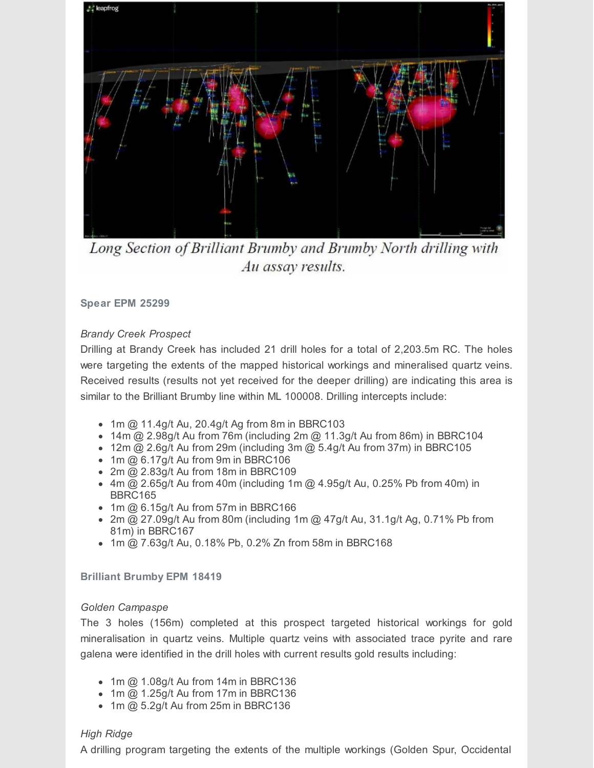Long Section of Brilliant Brumby and Brumby North drilling with Au assay results.

**Spear EPM 25299**

*Brandy Creek Prospect*

Drilling at Brandy Creek has included 21 drill holes for a total of 2,203.5m RC. The holes were targeting the extents of the mapped historical workings and mineralised quartz veins. Received results (results not yet received for the deeper drilling) are indicating this area is similar to the Brilliant Brumby line within ML 100008. Drilling intercepts include:

- 1m @ 11.4g/t Au, 20.4g/t Ag from 8m in BBRC103
- 14m @ 2.98g/t Au from 76m (including 2m @ 11.3g/t Au from 86m) in BBRC104
- 12m @ 2.6g/t Au from 29m (including 3m @ 5.4g/t Au from 37m) in BBRC105
- 1m @ 6.17g/t Au from 9m in BBRC106
- 2m @ 2.83g/t Au from 18m in BBRC109
- 4m @ 2.65g/t Au from 40m (including 1m @ 4.95g/t Au, 0.25% Pb from 40m) in BBRC165
- 1m @ 6.15g/t Au from 57m in BBRC166
- 2m @ 27.09g/t Au from 80m (including 1m @ 47g/t Au, 31.1g/t Ag, 0.71% Pb from 81m) in BBRC167
- 1m @ 7.63g/t Au, 0.18% Pb, 0.2% Zn from 58m in BBRC168

**Brilliant Brumby EPM 18419**

*Golden Campaspe*

The 3 holes (156m) completed at this prospect targeted historical workings for gold mineralisation in quartz veins. Multiple quartz veins with associated trace pyrite and rare galena were identified in the drill holes with current results gold results including:

- 1m @ 1.08g/t Au from 14m in BBRC136
- 1m @ 1.25g/t Au from 17m in BBRC136
- 1m @ 5.2g/t Au from 25m in BBRC136

*High Ridge*

A drilling program targeting the extents of the multiple workings (Golden Spur, Occidental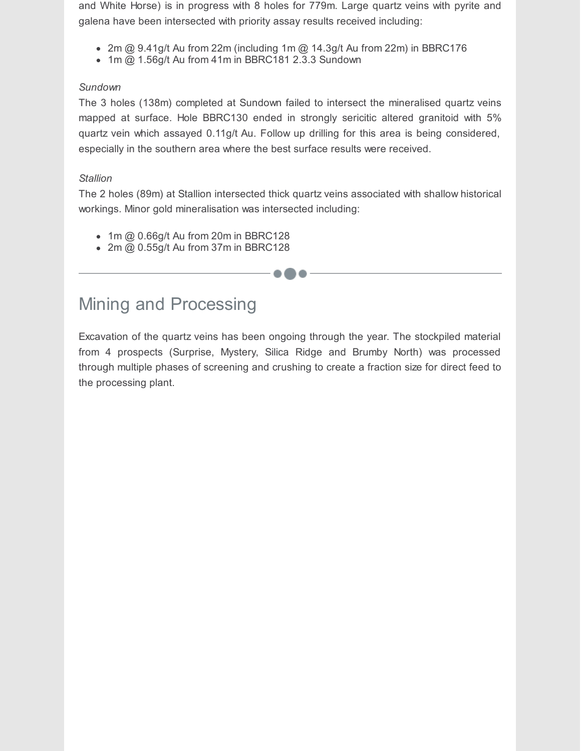and White Horse) is in progress with 8 holes for 779m. Large quartz veins with pyrite and galena have been intersected with priority assay results received including:

- 2m @ 9.41g/t Au from 22m (including 1m @ 14.3g/t Au from 22m) in BBRC176
- 1m @ 1.56g/t Au from 41m in BBRC181 2.3.3 Sundown

*Sundown*

The 3 holes (138m) completed at Sundown failed to intersect the mineralised quartz veins mapped at surface. Hole BBRC130 ended in strongly sericitic altered granitoid with 5% quartz vein which assayed 0.11g/t Au. Follow up drilling for this area is being considered, especially in the southern area where the best surface results were received.

*Stallion*

The 2 holes (89m) at Stallion intersected thick quartz veins associated with shallow historical workings. Minor gold mineralisation was intersected including:

- 1m @ 0.66g/t Au from 20m in BBRC128
- 2m @ 0.55g/t Au from 37m in BBRC128

---

## Mining and Processing

Excavation of the quartz veins has been ongoing through the year. The stockpiled material from 4 prospects (Surprise, Mystery, Silica Ridge and Brumby North) was processed through multiple phases of screening and crushing to create a fraction size for direct feed to the processing plant.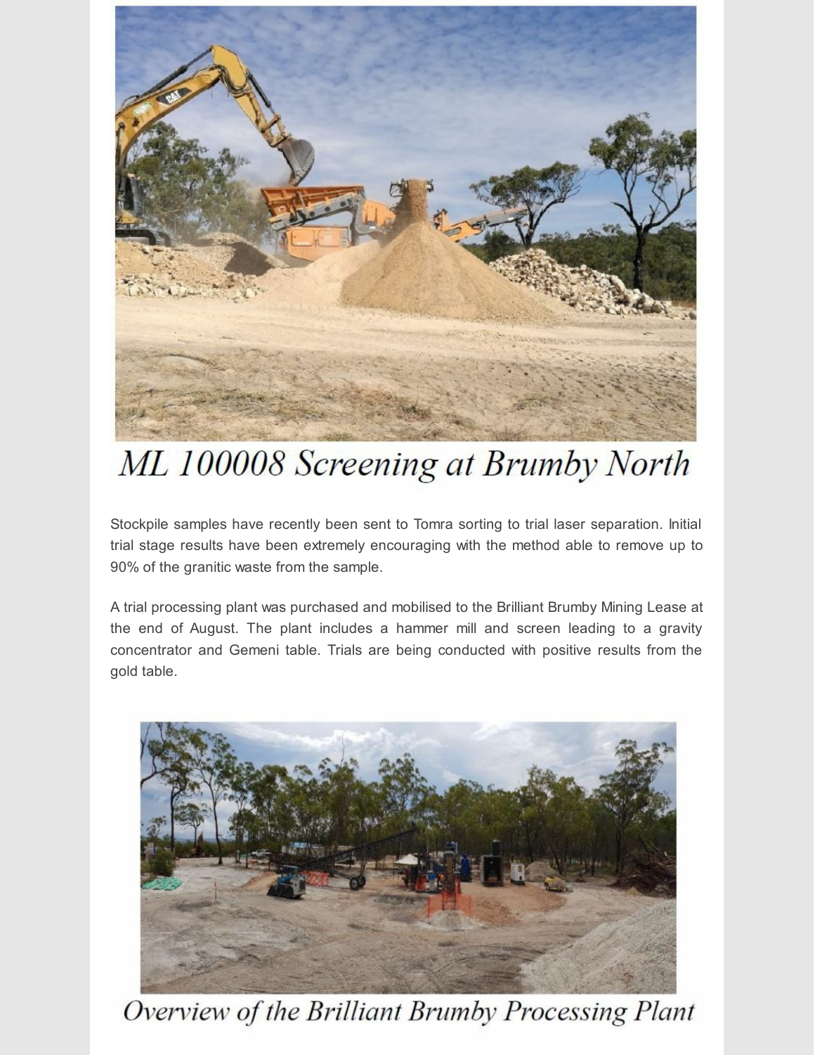*ML 100008 Screening at Brumby North*

Stockpile samples have recently been sent to Tomra sorting to trial laser separation. Initial trial stage results have been extremely encouraging with the method able to remove up to 90% of the granitic waste from the sample.

A trial processing plant was purchased and mobilised to the Brilliant Brumby Mining Lease at the end of August. The plant includes a hammer mill and screen leading to a gravity concentrator and Gemeni table. Trials are being conducted with positive results from the gold table.

*Overview of the Brilliant Brumby Processing Plant*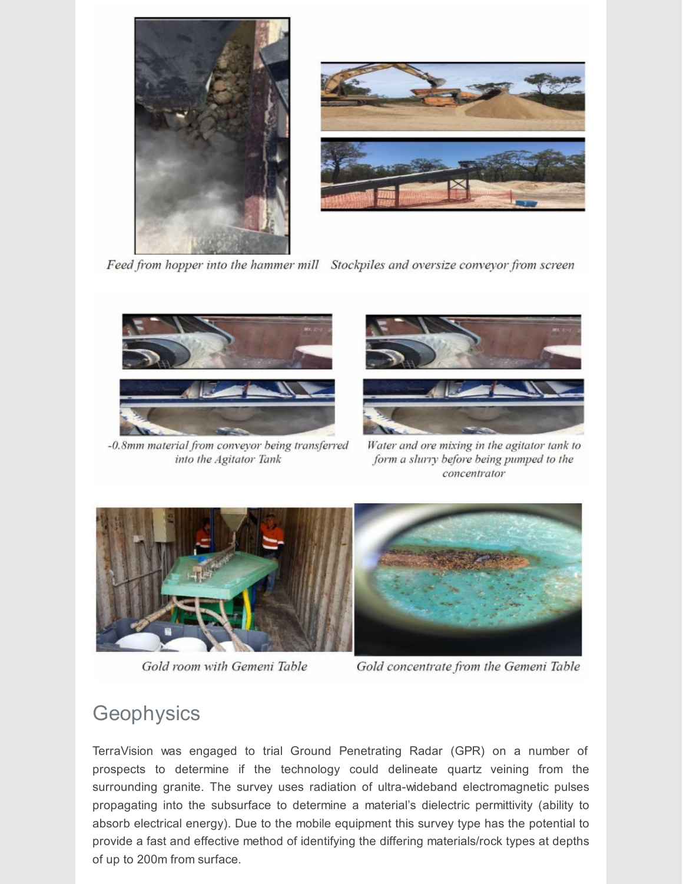*Feed from hopper into the hammer mill* *Stockpiles and oversize conveyor from screen*

*-0.8mm material from conveyor being transferred into the Agitator Tank*

*Water and ore mixing in the agitator tank to form a slurry before being pumped to the concentrator*

*Gold room with Gemeni Table*

*Gold concentrate from the Gemeni Table*

## Geophysics

TerraVision was engaged to trial Ground Penetrating Radar (GPR) on a number of prospects to determine if the technology could delineate quartz veining from the surrounding granite. The survey uses radiation of ultra-wideband electromagnetic pulses propagating into the subsurface to determine a material's dielectric permittivity (ability to absorb electrical energy). Due to the mobile equipment this survey type has the potential to provide a fast and effective method of identifying the differing materials/rock types at depths of up to 200m from surface.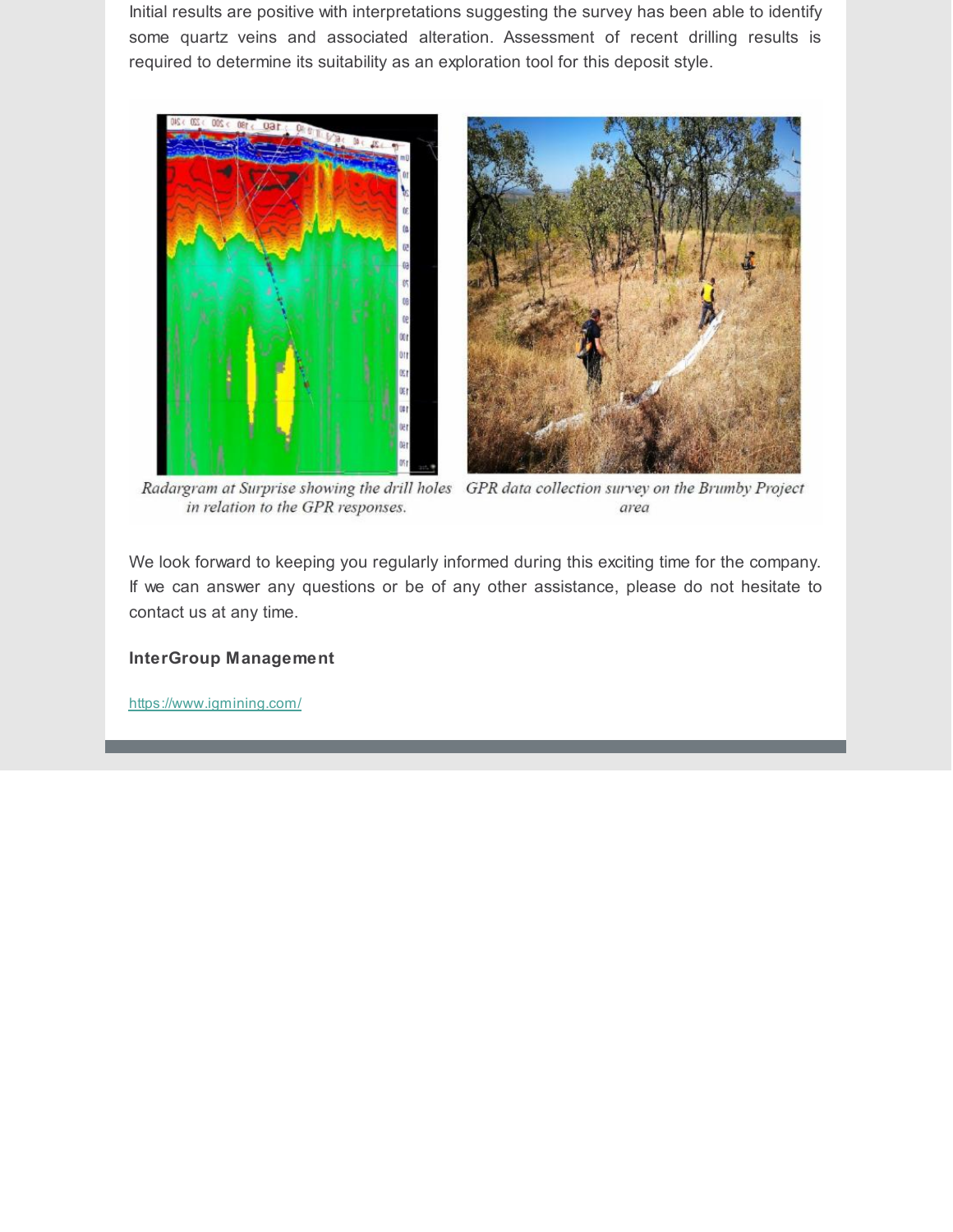Initial results are positive with interpretations suggesting the survey has been able to identify some quartz veins and associated alteration. Assessment of recent drilling results is required to determine its suitability as an exploration tool for this deposit style.

*Radargram at Surprise showing the drill holes in relation to the GPR responses.*

*GPR data collection survey on the Brumby Project area*

We look forward to keeping you regularly informed during this exciting time for the company. If we can answer any questions or be of any other assistance, please do not hesitate to contact us at any time.

**InterGroup Management**

https://www.igmining.com/